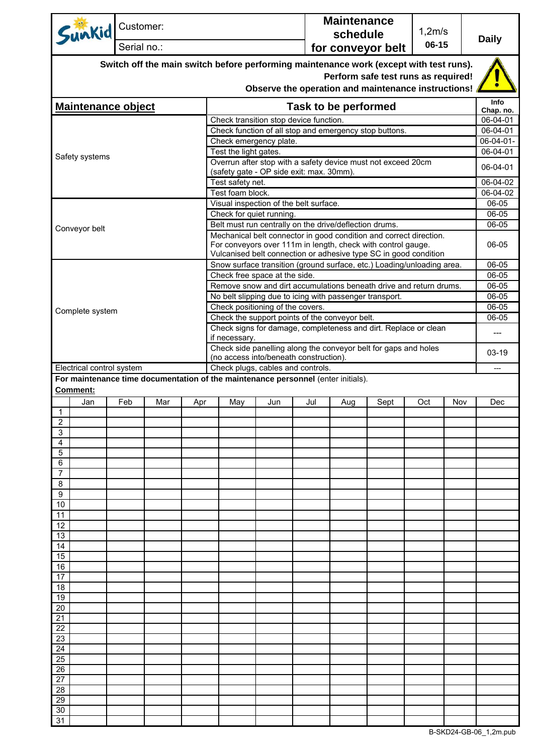| Sunkid | Customer: | Maintenance schedule for conveyor belt | 1,2m/s 06-15 | Daily |
|---|---|---|---|---|
| | Serial no.: | | | |

**Switch off the main switch before performing maintenance work (except with test runs).**
**Perform safe test runs as required!**
**Observe the operation and maintenance instructions!**

| Maintenance object | Task to be performed | Info Chap. no. |
|---|---|---|
| Safety systems | Check transition stop device function. | 06-04-01 |
| | Check function of all stop and emergency stop buttons. | 06-04-01 |
| | Check emergency plate. | 06-04-01- |
| | Test the light gates. | 06-04-01 |
| | Overrun after stop with a safety device must not exceed 20cm (safety gate - OP side exit: max. 30mm). | 06-04-01 |
| | Test safety net. | 06-04-02 |
| | Test foam block. | 06-04-02 |
| Conveyor belt | Visual inspection of the belt surface. | 06-05 |
| | Check for quiet running. | 06-05 |
| | Belt must run centrally on the drive/deflection drums. | 06-05 |
| | Mechanical belt connector in good condition and correct direction. For conveyors over 111m in length, check with control gauge. Vulcanised belt connection or adhesive type SC in good condition | 06-05 |
| Complete system | Snow surface transition (ground surface, etc.) Loading/unloading area. | 06-05 |
| | Check free space at the side. | 06-05 |
| | Remove snow and dirt accumulations beneath drive and return drums. | 06-05 |
| | No belt slipping due to icing with passenger transport. | 06-05 |
| | Check positioning of the covers. | 06-05 |
| | Check the support points of the conveyor belt. | 06-05 |
| | Check signs for damage, completeness and dirt. Replace or clean if necessary. | --- |
| | Check side panelling along the conveyor belt for gaps and holes (no access into/beneath construction). | 03-19 |
| Electrical control system | Check plugs, cables and controls. | --- |

**For maintenance time documentation of the maintenance personnel** (enter initials).

**Comment:**

| | Jan | Feb | Mar | Apr | May | Jun | Jul | Aug | Sept | Oct | Nov | Dec |
|---|---|---|---|---|---|---|---|---|---|---|---|---|
| 1 | | | | | | | | | | | | |
| 2 | | | | | | | | | | | | |
| 3 | | | | | | | | | | | | |
| 4 | | | | | | | | | | | | |
| 5 | | | | | | | | | | | | |
| 6 | | | | | | | | | | | | |
| 7 | | | | | | | | | | | | |
| 8 | | | | | | | | | | | | |
| 9 | | | | | | | | | | | | |
| 10 | | | | | | | | | | | | |
| 11 | | | | | | | | | | | | |
| 12 | | | | | | | | | | | | |
| 13 | | | | | | | | | | | | |
| 14 | | | | | | | | | | | | |
| 15 | | | | | | | | | | | | |
| 16 | | | | | | | | | | | | |
| 17 | | | | | | | | | | | | |
| 18 | | | | | | | | | | | | |
| 19 | | | | | | | | | | | | |
| 20 | | | | | | | | | | | | |
| 21 | | | | | | | | | | | | |
| 22 | | | | | | | | | | | | |
| 23 | | | | | | | | | | | | |
| 24 | | | | | | | | | | | | |
| 25 | | | | | | | | | | | | |
| 26 | | | | | | | | | | | | |
| 27 | | | | | | | | | | | | |
| 28 | | | | | | | | | | | | |
| 29 | | | | | | | | | | | | |
| 30 | | | | | | | | | | | | |
| 31 | | | | | | | | | | | | |

B-SKD24-GB-06_1,2m.pub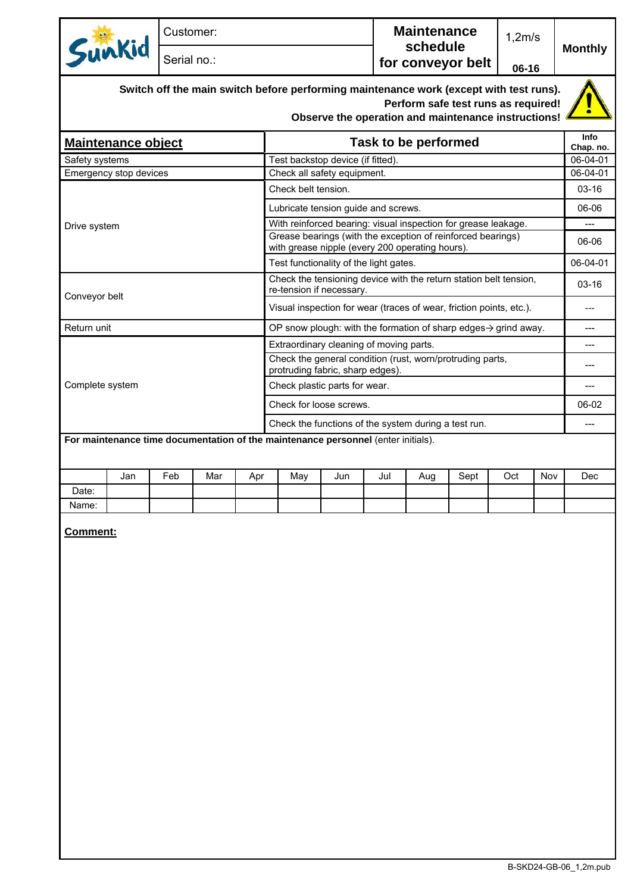| Sunkid | Customer: | Maintenance schedule for conveyor belt | 1,2m/s | Monthly |
|---|---|---|---|---|
| | Serial no.: | | 06-16 | |

**Switch off the main switch before performing maintenance work (except with test runs).**
**Perform safe test runs as required!**
**Observe the operation and maintenance instructions!**

| **Maintenance object** | **Task to be performed** | **Info Chap. no.** |
|---|---|---|
| Safety systems | Test backstop device (if fitted). | 06-04-01 |
| Emergency stop devices | Check all safety equipment. | 06-04-01 |
| Drive system | Check belt tension. | 03-16 |
| | Lubricate tension guide and screws. | 06-06 |
| | With reinforced bearing: visual inspection for grease leakage. | --- |
| | Grease bearings (with the exception of reinforced bearings) with grease nipple (every 200 operating hours). | 06-06 |
| | Test functionality of the light gates. | 06-04-01 |
| Conveyor belt | Check the tensioning device with the return station belt tension, re-tension if necessary. | 03-16 |
| | Visual inspection for wear (traces of wear, friction points, etc.). | --- |
| Return unit | OP snow plough: with the formation of sharp edges→ grind away. | --- |
| Complete system | Extraordinary cleaning of moving parts. | --- |
| | Check the general condition (rust, worn/protruding parts, protruding fabric, sharp edges). | --- |
| | Check plastic parts for wear. | --- |
| | Check for loose screws. | 06-02 |
| | Check the functions of the system during a test run. | --- |

**For maintenance time documentation of the maintenance personnel** (enter initials).

| | Jan | Feb | Mar | Apr | May | Jun | Jul | Aug | Sept | Oct | Nov | Dec |
|---|---|---|---|---|---|---|---|---|---|---|---|---|
| Date: | | | | | | | | | | | | |
| Name: | | | | | | | | | | | | |

**Comment:**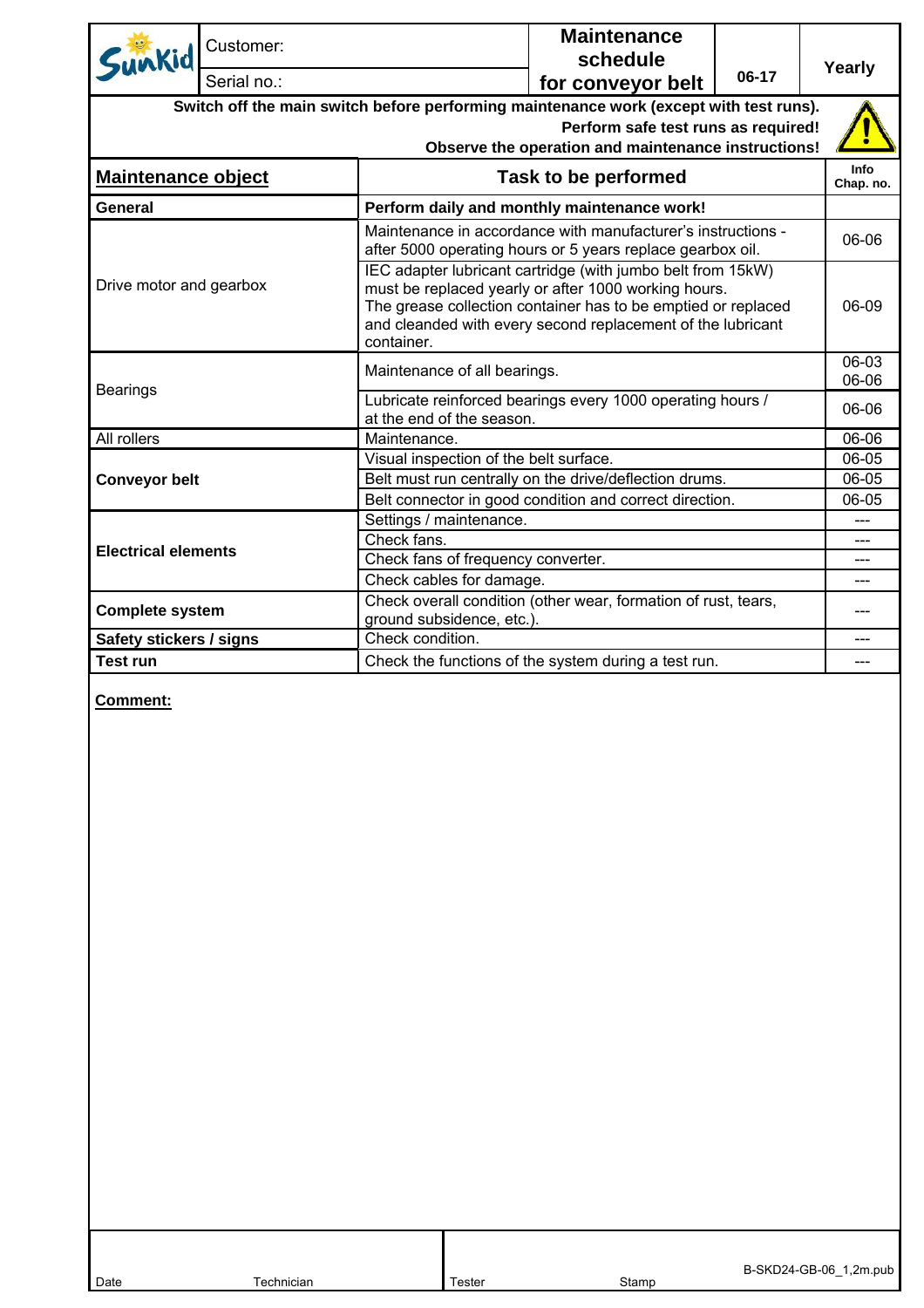| Customer: | | Maintenance schedule for conveyor belt | 06-17 | Yearly |
|---|---|---|---|---|
| Serial no.: | | | | |

**Switch off the main switch before performing maintenance work (except with test runs).**
**Perform safe test runs as required!**
**Observe the operation and maintenance instructions!**

| Maintenance object | Task to be performed | Info Chap. no. |
|---|---|---|
| **General** | **Perform daily and monthly maintenance work!** | |
| Drive motor and gearbox | Maintenance in accordance with manufacturer's instructions - after 5000 operating hours or 5 years replace gearbox oil. | 06-06 |
| | IEC adapter lubricant cartridge (with jumbo belt from 15kW) must be replaced yearly or after 1000 working hours. The grease collection container has to be emptied or replaced and cleanded with every second replacement of the lubricant container. | 06-09 |
| Bearings | Maintenance of all bearings. | 06-03 06-06 |
| | Lubricate reinforced bearings every 1000 operating hours / at the end of the season. | 06-06 |
| All rollers | Maintenance. | 06-06 |
| **Conveyor belt** | Visual inspection of the belt surface. | 06-05 |
| | Belt must run centrally on the drive/deflection drums. | 06-05 |
| | Belt connector in good condition and correct direction. | 06-05 |
| **Electrical elements** | Settings / maintenance. | --- |
| | Check fans. | --- |
| | Check fans of frequency converter. | --- |
| | Check cables for damage. | --- |
| **Complete system** | Check overall condition (other wear, formation of rust, tears, ground subsidence, etc.). | --- |
| **Safety stickers / signs** | Check condition. | --- |
| **Test run** | Check the functions of the system during a test run. | --- |

**Comment:**

| Date | Technician | Tester | Stamp |
|---|---|---|---|
| | | | |

B-SKD24-GB-06_1,2m.pub